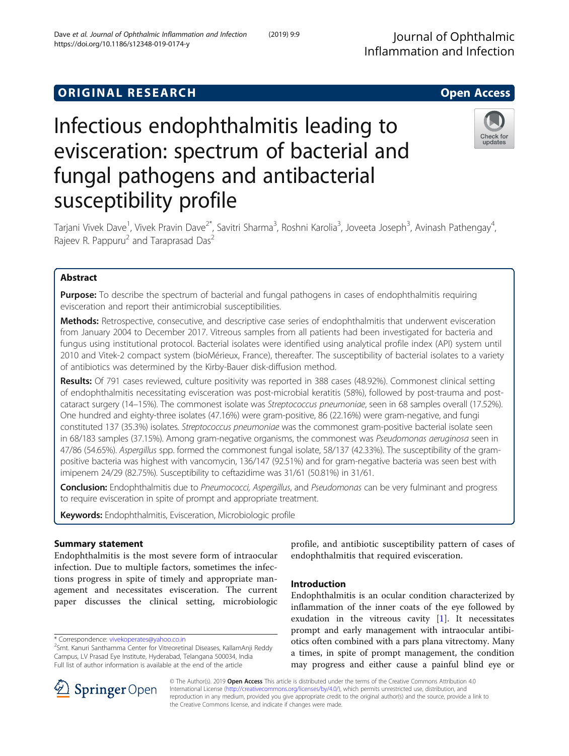ORIGINAL RESEARCH Open Access

# Infectious endophthalmitis leading to evisceration: spectrum of bacterial and fungal pathogens and antibacterial susceptibility profile

Tarjani Vivek Dave[1], Vivek Pravin Dave[2*], Savitri Sharma[3], Roshni Karolia[3], Joveeta Joseph[3], Avinash Pathengay[4], Rajeev R. Pappuru[2] and Taraprasad Das[2]

## Abstract

**Purpose:** To describe the spectrum of bacterial and fungal pathogens in cases of endophthalmitis requiring evisceration and report their antimicrobial susceptibilities.

**Methods:** Retrospective, consecutive, and descriptive case series of endophthalmitis that underwent evisceration from January 2004 to December 2017. Vitreous samples from all patients had been investigated for bacteria and fungus using institutional protocol. Bacterial isolates were identified using analytical profile index (API) system until 2010 and Vitek-2 compact system (bioMérieux, France), thereafter. The susceptibility of bacterial isolates to a variety of antibiotics was determined by the Kirby-Bauer disk-diffusion method.

**Results:** Of 791 cases reviewed, culture positivity was reported in 388 cases (48.92%). Commonest clinical setting of endophthalmitis necessitating evisceration was post-microbial keratitis (58%), followed by post-trauma and post-cataract surgery (14–15%). The commonest isolate was *Streptococcus pneumoniae*, seen in 68 samples overall (17.52%). One hundred and eighty-three isolates (47.16%) were gram-positive, 86 (22.16%) were gram-negative, and fungi constituted 137 (35.3%) isolates. *Streptococcus pneumoniae* was the commonest gram-positive bacterial isolate seen in 68/183 samples (37.15%). Among gram-negative organisms, the commonest was *Pseudomonas aeruginosa* seen in 47/86 (54.65%). *Aspergillus* spp. formed the commonest fungal isolate, 58/137 (42.33%). The susceptibility of the gram-positive bacteria was highest with vancomycin, 136/147 (92.51%) and for gram-negative bacteria was seen best with imipenem 24/29 (82.75%). Susceptibility to ceftazidime was 31/61 (50.81%) in 31/61.

**Conclusion:** Endophthalmitis due to *Pneumococci*, *Aspergillus*, and *Pseudomonas* can be very fulminant and progress to require evisceration in spite of prompt and appropriate treatment.

**Keywords:** Endophthalmitis, Evisceration, Microbiologic profile

## Summary statement

Endophthalmitis is the most severe form of intraocular infection. Due to multiple factors, sometimes the infections progress in spite of timely and appropriate management and necessitates evisceration. The current paper discusses the clinical setting, microbiologic profile, and antibiotic susceptibility pattern of cases of endophthalmitis that required evisceration.

## Introduction

Endophthalmitis is an ocular condition characterized by inflammation of the inner coats of the eye followed by exudation in the vitreous cavity [1]. It necessitates prompt and early management with intraocular antibiotics often combined with a pars plana vitrectomy. Many a times, in spite of prompt management, the condition may progress and either cause a painful blind eye or

\* Correspondence: vivekoperates@yahoo.co.in
[2]Smt. Kanuri Santhamma Center for Vitreoretinal Diseases, KallamAnji Reddy Campus, LV Prasad Eye Institute, Hyderabad, Telangana 500034, India
Full list of author information is available at the end of the article

© The Author(s). 2019 **Open Access** This article is distributed under the terms of the Creative Commons Attribution 4.0 International License (http://creativecommons.org/licenses/by/4.0/), which permits unrestricted use, distribution, and reproduction in any medium, provided you give appropriate credit to the original author(s) and the source, provide a link to the Creative Commons license, and indicate if changes were made.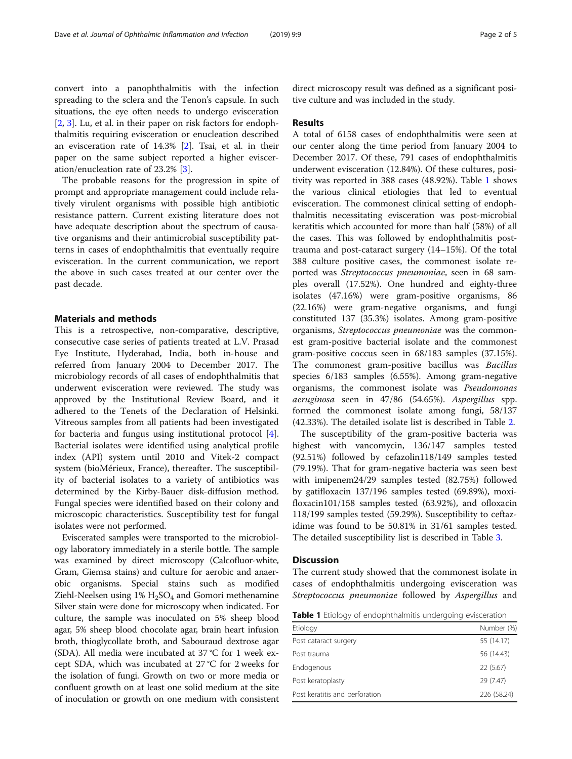convert into a panophthalmitis with the infection spreading to the sclera and the Tenon's capsule. In such situations, the eye often needs to undergo evisceration [2, 3]. Lu, et al. in their paper on risk factors for endophthalmitis requiring evisceration or enucleation described an evisceration rate of 14.3% [2]. Tsai, et al. in their paper on the same subject reported a higher evisceration/enucleation rate of 23.2% [3].

The probable reasons for the progression in spite of prompt and appropriate management could include relatively virulent organisms with possible high antibiotic resistance pattern. Current existing literature does not have adequate description about the spectrum of causative organisms and their antimicrobial susceptibility patterns in cases of endophthalmitis that eventually require evisceration. In the current communication, we report the above in such cases treated at our center over the past decade.

## Materials and methods

This is a retrospective, non-comparative, descriptive, consecutive case series of patients treated at L.V. Prasad Eye Institute, Hyderabad, India, both in-house and referred from January 2004 to December 2017. The microbiology records of all cases of endophthalmitis that underwent evisceration were reviewed. The study was approved by the Institutional Review Board, and it adhered to the Tenets of the Declaration of Helsinki. Vitreous samples from all patients had been investigated for bacteria and fungus using institutional protocol [4]. Bacterial isolates were identified using analytical profile index (API) system until 2010 and Vitek-2 compact system (bioMérieux, France), thereafter. The susceptibility of bacterial isolates to a variety of antibiotics was determined by the Kirby-Bauer disk-diffusion method. Fungal species were identified based on their colony and microscopic characteristics. Susceptibility test for fungal isolates were not performed.

Eviscerated samples were transported to the microbiology laboratory immediately in a sterile bottle. The sample was examined by direct microscopy (Calcofluor-white, Gram, Giemsa stains) and culture for aerobic and anaerobic organisms. Special stains such as modified Ziehl-Neelsen using 1% $H_2SO_4$ and Gomori methenamine Silver stain were done for microscopy when indicated. For culture, the sample was inoculated on 5% sheep blood agar, 5% sheep blood chocolate agar, brain heart infusion broth, thioglycollate broth, and Sabouraud dextrose agar (SDA). All media were incubated at 37 °C for 1 week except SDA, which was incubated at 27 °C for 2 weeks for the isolation of fungi. Growth on two or more media or confluent growth on at least one solid medium at the site of inoculation or growth on one medium with consistent direct microscopy result was defined as a significant positive culture and was included in the study.

## Results

A total of 6158 cases of endophthalmitis were seen at our center along the time period from January 2004 to December 2017. Of these, 791 cases of endophthalmitis underwent evisceration (12.84%). Of these cultures, positivity was reported in 388 cases (48.92%). Table 1 shows the various clinical etiologies that led to eventual evisceration. The commonest clinical setting of endophthalmitis necessitating evisceration was post-microbial keratitis which accounted for more than half (58%) of all the cases. This was followed by endophthalmitis post-trauma and post-cataract surgery (14–15%). Of the total 388 culture positive cases, the commonest isolate reported was *Streptococcus pneumoniae*, seen in 68 samples overall (17.52%). One hundred and eighty-three isolates (47.16%) were gram-positive organisms, 86 (22.16%) were gram-negative organisms, and fungi constituted 137 (35.3%) isolates. Among gram-positive organisms, *Streptococcus pneumoniae* was the commonest gram-positive bacterial isolate and the commonest gram-positive coccus seen in 68/183 samples (37.15%). The commonest gram-positive bacillus was *Bacillus* species 6/183 samples (6.55%). Among gram-negative organisms, the commonest isolate was *Pseudomonas aeruginosa* seen in 47/86 (54.65%). *Aspergillus* spp. formed the commonest isolate among fungi, 58/137 (42.33%). The detailed isolate list is described in Table 2.

The susceptibility of the gram-positive bacteria was highest with vancomycin, 136/147 samples tested (92.51%) followed by cefazolin118/149 samples tested (79.19%). That for gram-negative bacteria was seen best with imipenem24/29 samples tested (82.75%) followed by gatifloxacin 137/196 samples tested (69.89%), moxifloxacin101/158 samples tested (63.92%), and ofloxacin 118/199 samples tested (59.29%). Susceptibility to ceftazidime was found to be 50.81% in 31/61 samples tested. The detailed susceptibility list is described in Table 3.

## Discussion

The current study showed that the commonest isolate in cases of endophthalmitis undergoing evisceration was *Streptococcus pneumoniae* followed by *Aspergillus* and

**Table 1** Etiology of endophthalmitis undergoing evisceration

| Etiology | Number (%) |
|---|---|
| Post cataract surgery | 55 (14.17) |
| Post trauma | 56 (14.43) |
| Endogenous | 22 (5.67) |
| Post keratoplasty | 29 (7.47) |
| Post keratitis and perforation | 226 (58.24) |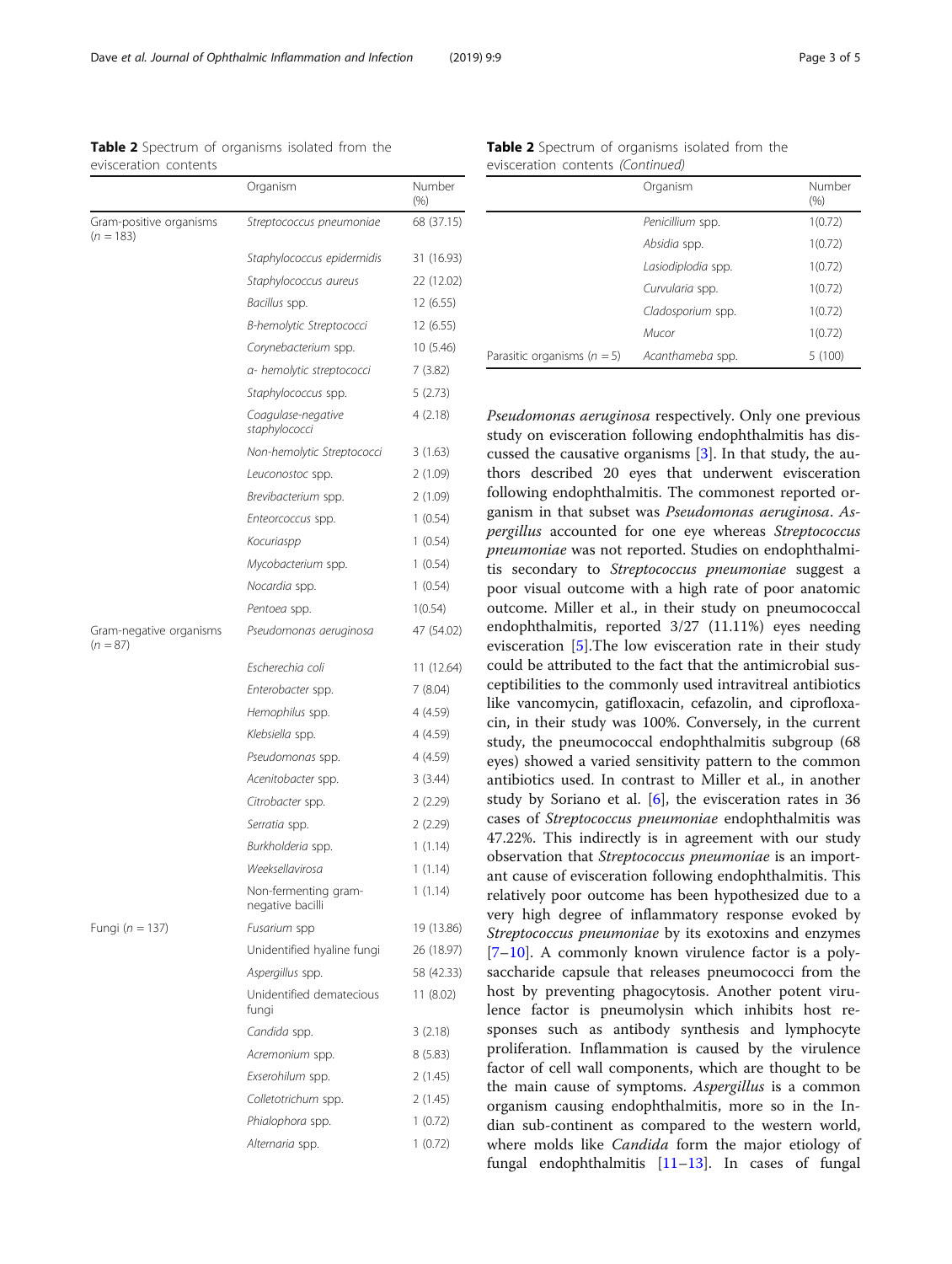**Table 2** Spectrum of organisms isolated from the evisceration contents

| | Organism | Number (%) |
|---|---|---|
| Gram-positive organisms ($n = 183$) | *Streptococcus pneumoniae* | 68 (37.15) |
| | *Staphylococcus epidermidis* | 31 (16.93) |
| | *Staphylococcus aureus* | 22 (12.02) |
| | *Bacillus* spp. | 12 (6.55) |
| | Β-hemolytic *Streptococci* | 12 (6.55) |
| | *Corynebacterium* spp. | 10 (5.46) |
| | α- hemolytic streptococci | 7 (3.82) |
| | *Staphylococcus* spp. | 5 (2.73) |
| | Coagulase-negative staphylococci | 4 (2.18) |
| | Non-hemolytic *Streptococci* | 3 (1.63) |
| | *Leuconostoc* spp. | 2 (1.09) |
| | *Brevibacterium* spp. | 2 (1.09) |
| | *Enteorcoccus* spp. | 1 (0.54) |
| | *Kocuriaspp* | 1 (0.54) |
| | *Mycobacterium* spp. | 1 (0.54) |
| | *Nocardia* spp. | 1 (0.54) |
| | *Pentoea* spp. | 1(0.54) |
| Gram-negative organisms ($n = 87$) | *Pseudomonas aeruginosa* | 47 (54.02) |
| | *Escherechia coli* | 11 (12.64) |
| | *Enterobacter* spp. | 7 (8.04) |
| | *Hemophilus* spp. | 4 (4.59) |
| | *Klebsiella* spp. | 4 (4.59) |
| | *Pseudomonas* spp. | 4 (4.59) |
| | *Acenitobacter* spp. | 3 (3.44) |
| | *Citrobacter* spp. | 2 (2.29) |
| | *Serratia* spp. | 2 (2.29) |
| | *Burkholderia* spp. | 1 (1.14) |
| | *Weeksellavirosa* | 1 (1.14) |
| | Non-fermenting gram-negative bacilli | 1 (1.14) |
| Fungi ($n = 137$) | *Fusarium* spp | 19 (13.86) |
| | Unidentified hyaline fungi | 26 (18.97) |
| | *Aspergillus* spp. | 58 (42.33) |
| | Unidentified dematecious fungi | 11 (8.02) |
| | *Candida* spp. | 3 (2.18) |
| | *Acremonium* spp. | 8 (5.83) |
| | *Exserohilum* spp. | 2 (1.45) |
| | *Colletotrichum* spp. | 2 (1.45) |
| | *Phialophora* spp. | 1 (0.72) |
| | *Alternaria* spp. | 1 (0.72) |
| | *Penicillium* spp. | 1(0.72) |
| | *Absidia* spp. | 1(0.72) |
| | *Lasiodiplodia* spp. | 1(0.72) |
| | *Curvularia* spp. | 1(0.72) |
| | *Cladosporium* spp. | 1(0.72) |
| | *Mucor* | 1(0.72) |
| Parasitic organisms ($n = 5$) | *Acanthameba* spp. | 5 (100) |

*Pseudomonas aeruginosa* respectively. Only one previous study on evisceration following endophthalmitis has discussed the causative organisms [3]. In that study, the authors described 20 eyes that underwent evisceration following endophthalmitis. The commonest reported organism in that subset was *Pseudomonas aeruginosa*. *Aspergillus* accounted for one eye whereas *Streptococcus pneumoniae* was not reported. Studies on endophthalmitis secondary to *Streptococcus pneumoniae* suggest a poor visual outcome with a high rate of poor anatomic outcome. Miller et al., in their study on pneumococcal endophthalmitis, reported 3/27 (11.11%) eyes needing evisceration [5].The low evisceration rate in their study could be attributed to the fact that the antimicrobial susceptibilities to the commonly used intravitreal antibiotics like vancomycin, gatifloxacin, cefazolin, and ciprofloxacin, in their study was 100%. Conversely, in the current study, the pneumococcal endophthalmitis subgroup (68 eyes) showed a varied sensitivity pattern to the common antibiotics used. In contrast to Miller et al., in another study by Soriano et al. [6], the evisceration rates in 36 cases of *Streptococcus pneumoniae* endophthalmitis was 47.22%. This indirectly is in agreement with our study observation that *Streptococcus pneumoniae* is an important cause of evisceration following endophthalmitis. This relatively poor outcome has been hypothesized due to a very high degree of inflammatory response evoked by *Streptococcus pneumoniae* by its exotoxins and enzymes [7–10]. A commonly known virulence factor is a polysaccharide capsule that releases pneumococci from the host by preventing phagocytosis. Another potent virulence factor is pneumolysin which inhibits host responses such as antibody synthesis and lymphocyte proliferation. Inflammation is caused by the virulence factor of cell wall components, which are thought to be the main cause of symptoms. *Aspergillus* is a common organism causing endophthalmitis, more so in the Indian sub-continent as compared to the western world, where molds like *Candida* form the major etiology of fungal endophthalmitis [11–13]. In cases of fungal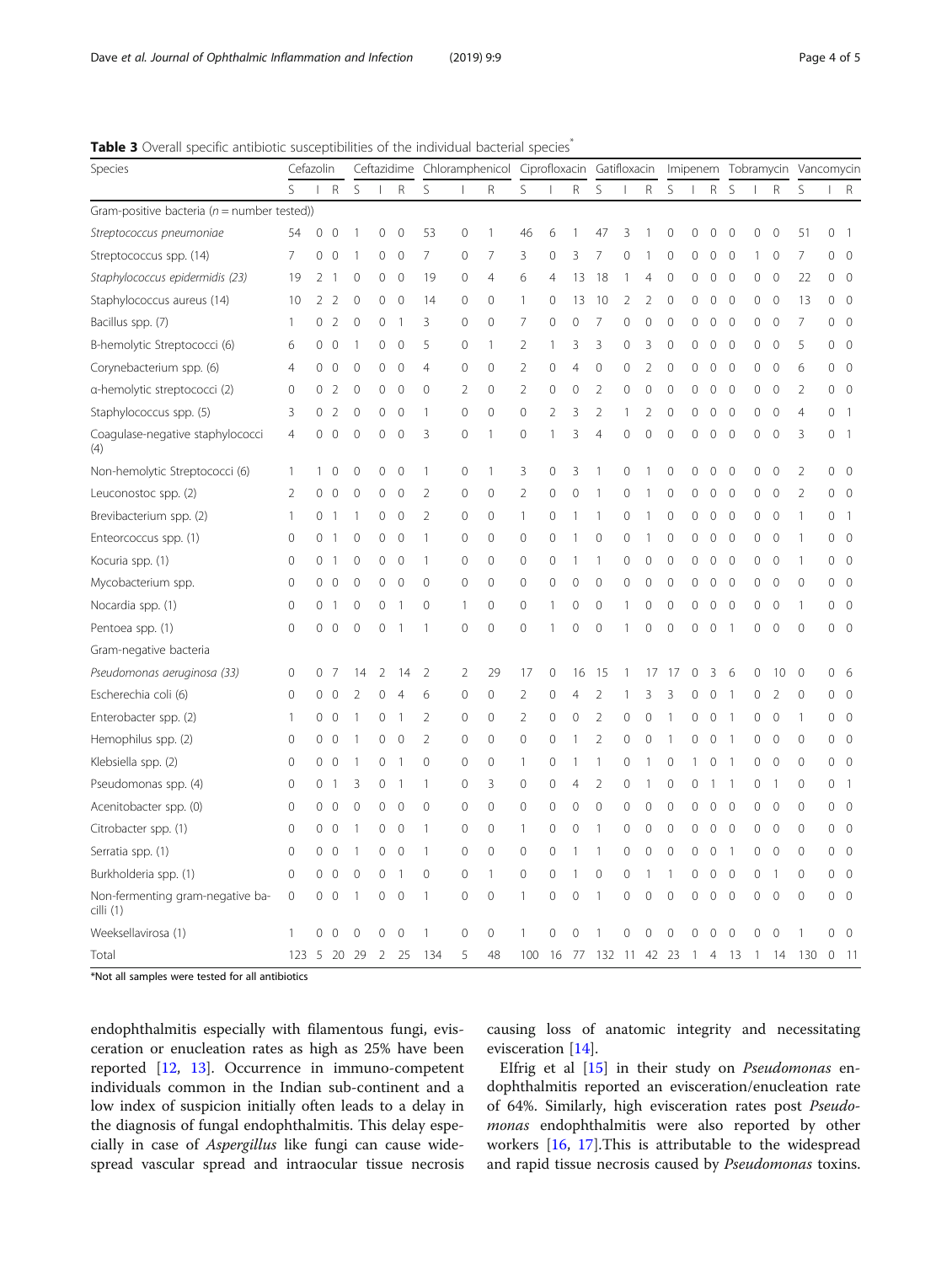**Table 3** Overall specific antibiotic susceptibilities of the individual bacterial species*

| Species | Cefazolin | | | Ceftazidime | | | Chloramphenicol | | | Ciprofloxacin | | | Gatifloxacin | | | Imipenem | | | Tobramycin | | | Vancomycin | | |
|---|---|---|---|---|---|---|---|---|---|---|---|---|---|---|---|---|---|---|---|---|---|---|---|---|
| | S | I | R | S | I | R | S | I | R | S | I | R | S | I | R | S | I | R | S | I | R | S | I | R |
| Gram-positive bacteria (*n* = number tested)) | | | | | | | | | | | | | | | | | | | | | | | | |
| *Streptococcus pneumoniae* | 54 | 0 | 0 | 1 | 0 | 0 | 53 | 0 | 1 | 46 | 6 | 1 | 47 | 3 | 1 | 0 | 0 | 0 | 0 | 0 | 0 | 51 | 0 | 1 |
| Streptococcus spp. (14) | 7 | 0 | 0 | 1 | 0 | 0 | 7 | 0 | 7 | 3 | 0 | 3 | 7 | 0 | 1 | 0 | 0 | 0 | 0 | 1 | 0 | 7 | 0 | 0 |
| *Staphylococcus epidermidis (23)* | 19 | 2 | 1 | 0 | 0 | 0 | 19 | 0 | 4 | 6 | 4 | 13 | 18 | 1 | 4 | 0 | 0 | 0 | 0 | 0 | 0 | 22 | 0 | 0 |
| Staphylococcus aureus (14) | 10 | 2 | 2 | 0 | 0 | 0 | 14 | 0 | 0 | 1 | 0 | 13 | 10 | 2 | 2 | 0 | 0 | 0 | 0 | 0 | 0 | 13 | 0 | 0 |
| Bacillus spp. (7) | 1 | 0 | 2 | 0 | 0 | 1 | 3 | 0 | 0 | 7 | 0 | 0 | 7 | 0 | 0 | 0 | 0 | 0 | 0 | 0 | 0 | 7 | 0 | 0 |
| Β-hemolytic Streptococci (6) | 6 | 0 | 0 | 1 | 0 | 0 | 5 | 0 | 1 | 2 | 1 | 3 | 3 | 0 | 3 | 0 | 0 | 0 | 0 | 0 | 0 | 5 | 0 | 0 |
| Corynebacterium spp. (6) | 4 | 0 | 0 | 0 | 0 | 0 | 4 | 0 | 0 | 2 | 0 | 4 | 0 | 0 | 2 | 0 | 0 | 0 | 0 | 0 | 0 | 6 | 0 | 0 |
| α-hemolytic streptococci (2) | 0 | 0 | 2 | 0 | 0 | 0 | 0 | 2 | 0 | 2 | 0 | 0 | 2 | 0 | 0 | 0 | 0 | 0 | 0 | 0 | 0 | 2 | 0 | 0 |
| Staphylococcus spp. (5) | 3 | 0 | 2 | 0 | 0 | 0 | 1 | 0 | 0 | 0 | 2 | 3 | 2 | 1 | 2 | 0 | 0 | 0 | 0 | 0 | 0 | 4 | 0 | 1 |
| Coagulase-negative staphylococci (4) | 4 | 0 | 0 | 0 | 0 | 0 | 3 | 0 | 1 | 0 | 1 | 3 | 4 | 0 | 0 | 0 | 0 | 0 | 0 | 0 | 0 | 3 | 0 | 1 |
| Non-hemolytic Streptococci (6) | 1 | 1 | 0 | 0 | 0 | 0 | 1 | 0 | 1 | 3 | 0 | 3 | 1 | 0 | 1 | 0 | 0 | 0 | 0 | 0 | 0 | 2 | 0 | 0 |
| Leuconostoc spp. (2) | 2 | 0 | 0 | 0 | 0 | 0 | 2 | 0 | 0 | 2 | 0 | 0 | 1 | 0 | 1 | 0 | 0 | 0 | 0 | 0 | 0 | 2 | 0 | 0 |
| Brevibacterium spp. (2) | 1 | 0 | 1 | 1 | 0 | 0 | 2 | 0 | 0 | 1 | 0 | 1 | 1 | 0 | 1 | 0 | 0 | 0 | 0 | 0 | 0 | 1 | 0 | 1 |
| Enteorcoccus spp. (1) | 0 | 0 | 1 | 0 | 0 | 0 | 1 | 0 | 0 | 0 | 0 | 1 | 0 | 0 | 1 | 0 | 0 | 0 | 0 | 0 | 0 | 1 | 0 | 0 |
| Kocuria spp. (1) | 0 | 0 | 1 | 0 | 0 | 0 | 1 | 0 | 0 | 0 | 0 | 1 | 1 | 0 | 0 | 0 | 0 | 0 | 0 | 0 | 0 | 1 | 0 | 0 |
| Mycobacterium spp. | 0 | 0 | 0 | 0 | 0 | 0 | 0 | 0 | 0 | 0 | 0 | 0 | 0 | 0 | 0 | 0 | 0 | 0 | 0 | 0 | 0 | 0 | 0 | 0 |
| Nocardia spp. (1) | 0 | 0 | 1 | 0 | 0 | 1 | 0 | 1 | 0 | 0 | 1 | 0 | 0 | 1 | 0 | 0 | 0 | 0 | 0 | 0 | 0 | 1 | 0 | 0 |
| Pentoea spp. (1) | 0 | 0 | 0 | 0 | 0 | 1 | 1 | 0 | 0 | 0 | 1 | 0 | 0 | 1 | 0 | 0 | 0 | 0 | 1 | 0 | 0 | 0 | 0 | 0 |
| Gram-negative bacteria | | | | | | | | | | | | | | | | | | | | | | | | |
| *Pseudomonas aeruginosa (33)* | 0 | 0 | 7 | 14 | 2 | 14 | 2 | 2 | 29 | 17 | 0 | 16 | 15 | 1 | 17 | 17 | 0 | 3 | 6 | 0 | 10 | 0 | 0 | 6 |
| Escherechia coli (6) | 0 | 0 | 0 | 2 | 0 | 4 | 6 | 0 | 0 | 2 | 0 | 4 | 2 | 1 | 3 | 3 | 0 | 0 | 1 | 0 | 2 | 0 | 0 | 0 |
| Enterobacter spp. (2) | 1 | 0 | 0 | 1 | 0 | 1 | 2 | 0 | 0 | 2 | 0 | 0 | 2 | 0 | 0 | 1 | 0 | 0 | 1 | 0 | 0 | 1 | 0 | 0 |
| Hemophilus spp. (2) | 0 | 0 | 0 | 1 | 0 | 0 | 2 | 0 | 0 | 0 | 0 | 1 | 2 | 0 | 0 | 1 | 0 | 0 | 1 | 0 | 0 | 0 | 0 | 0 |
| Klebsiella spp. (2) | 0 | 0 | 0 | 1 | 0 | 1 | 0 | 0 | 0 | 1 | 0 | 1 | 1 | 0 | 1 | 0 | 1 | 0 | 1 | 0 | 0 | 0 | 0 | 0 |
| Pseudomonas spp. (4) | 0 | 0 | 1 | 3 | 0 | 1 | 1 | 0 | 3 | 0 | 0 | 4 | 2 | 0 | 1 | 0 | 0 | 1 | 1 | 0 | 1 | 0 | 0 | 1 |
| Acenitobacter spp. (0) | 0 | 0 | 0 | 0 | 0 | 0 | 0 | 0 | 0 | 0 | 0 | 0 | 0 | 0 | 0 | 0 | 0 | 0 | 0 | 0 | 0 | 0 | 0 | 0 |
| Citrobacter spp. (1) | 0 | 0 | 0 | 1 | 0 | 0 | 1 | 0 | 0 | 1 | 0 | 0 | 1 | 0 | 0 | 0 | 0 | 0 | 0 | 0 | 0 | 0 | 0 | 0 |
| Serratia spp. (1) | 0 | 0 | 0 | 1 | 0 | 0 | 1 | 0 | 0 | 0 | 0 | 1 | 1 | 0 | 0 | 0 | 0 | 0 | 1 | 0 | 0 | 0 | 0 | 0 |
| Burkholderia spp. (1) | 0 | 0 | 0 | 0 | 0 | 1 | 0 | 0 | 1 | 0 | 0 | 1 | 0 | 0 | 1 | 1 | 0 | 0 | 0 | 0 | 1 | 0 | 0 | 0 |
| Non-fermenting gram-negative bacilli (1) | 0 | 0 | 0 | 1 | 0 | 0 | 1 | 0 | 0 | 1 | 0 | 0 | 1 | 0 | 0 | 0 | 0 | 0 | 0 | 0 | 0 | 0 | 0 | 0 |
| Weeksellavirosa (1) | 1 | 0 | 0 | 0 | 0 | 0 | 1 | 0 | 0 | 1 | 0 | 0 | 1 | 0 | 0 | 0 | 0 | 0 | 0 | 0 | 0 | 1 | 0 | 0 |
| Total | 123 | 5 | 20 | 29 | 2 | 25 | 134 | 5 | 48 | 100 | 16 | 77 | 132 | 11 | 42 | 23 | 1 | 4 | 13 | 1 | 14 | 130 | 0 | 11 |

*Not all samples were tested for all antibiotics

endophthalmitis especially with filamentous fungi, evisceration or enucleation rates as high as 25% have been reported [12, 13]. Occurrence in immuno-competent individuals common in the Indian sub-continent and a low index of suspicion initially often leads to a delay in the diagnosis of fungal endophthalmitis. This delay especially in case of *Aspergillus* like fungi can cause widespread vascular spread and intraocular tissue necrosis causing loss of anatomic integrity and necessitating evisceration [14].

EIfrig et al [15] in their study on *Pseudomonas* endophthalmitis reported an evisceration/enucleation rate of 64%. Similarly, high evisceration rates post *Pseudomonas* endophthalmitis were also reported by other workers [16, 17].This is attributable to the widespread and rapid tissue necrosis caused by *Pseudomonas* toxins.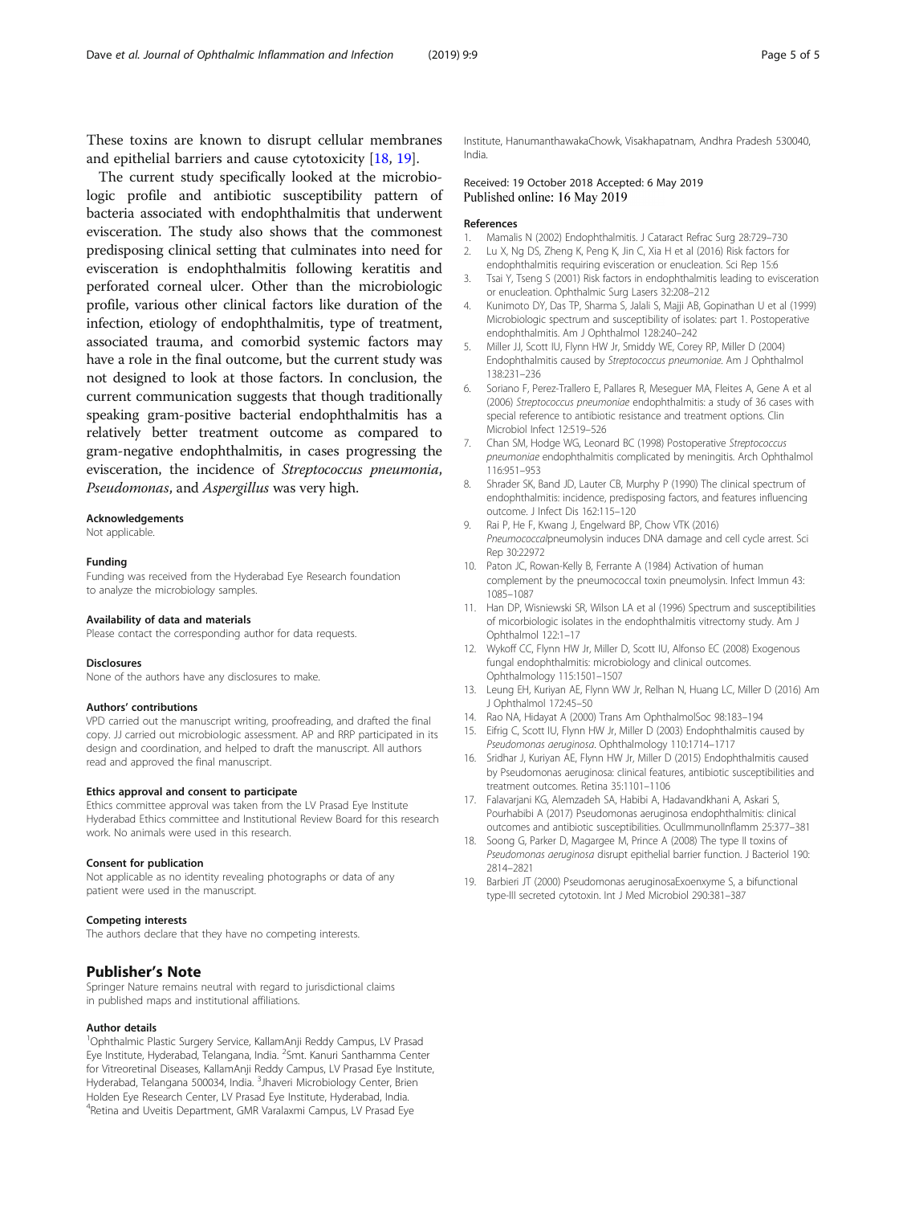These toxins are known to disrupt cellular membranes and epithelial barriers and cause cytotoxicity [18, 19].

The current study specifically looked at the microbiologic profile and antibiotic susceptibility pattern of bacteria associated with endophthalmitis that underwent evisceration. The study also shows that the commonest predisposing clinical setting that culminates into need for evisceration is endophthalmitis following keratitis and perforated corneal ulcer. Other than the microbiologic profile, various other clinical factors like duration of the infection, etiology of endophthalmitis, type of treatment, associated trauma, and comorbid systemic factors may have a role in the final outcome, but the current study was not designed to look at those factors. In conclusion, the current communication suggests that though traditionally speaking gram-positive bacterial endophthalmitis has a relatively better treatment outcome as compared to gram-negative endophthalmitis, in cases progressing the evisceration, the incidence of *Streptococcus pneumonia*, *Pseudomonas*, and *Aspergillus* was very high.

#### Acknowledgements
Not applicable.

#### Funding
Funding was received from the Hyderabad Eye Research foundation to analyze the microbiology samples.

#### Availability of data and materials
Please contact the corresponding author for data requests.

#### Disclosures
None of the authors have any disclosures to make.

#### Authors' contributions
VPD carried out the manuscript writing, proofreading, and drafted the final copy. JJ carried out microbiologic assessment. AP and RRP participated in its design and coordination, and helped to draft the manuscript. All authors read and approved the final manuscript.

#### Ethics approval and consent to participate
Ethics committee approval was taken from the LV Prasad Eye Institute Hyderabad Ethics committee and Institutional Review Board for this research work. No animals were used in this research.

#### Consent for publication
Not applicable as no identity revealing photographs or data of any patient were used in the manuscript.

#### Competing interests
The authors declare that they have no competing interests.

## Publisher's Note
Springer Nature remains neutral with regard to jurisdictional claims in published maps and institutional affiliations.

#### Author details
[1]Ophthalmic Plastic Surgery Service, KallamAnji Reddy Campus, LV Prasad Eye Institute, Hyderabad, Telangana, India. [2]Smt. Kanuri Santhamma Center for Vitreoretinal Diseases, KallamAnji Reddy Campus, LV Prasad Eye Institute, Hyderabad, Telangana 500034, India. [3]Jhaveri Microbiology Center, Brien Holden Eye Research Center, LV Prasad Eye Institute, Hyderabad, India. [4]Retina and Uveitis Department, GMR Varalaxmi Campus, LV Prasad Eye Institute, HanumanthawakaChowk, Visakhapatnam, Andhra Pradesh 530040, India.

Received: 19 October 2018 Accepted: 6 May 2019
Published online: 16 May 2019

#### References
1. Mamalis N (2002) Endophthalmitis. J Cataract Refrac Surg 28:729–730
2. Lu X, Ng DS, Zheng K, Peng K, Jin C, Xia H et al (2016) Risk factors for endophthalmitis requiring evisceration or enucleation. Sci Rep 15:6
3. Tsai Y, Tseng S (2001) Risk factors in endophthalmitis leading to evisceration or enucleation. Ophthalmic Surg Lasers 32:208–212
4. Kunimoto DY, Das TP, Sharma S, Jalali S, Majji AB, Gopinathan U et al (1999) Microbiologic spectrum and susceptibility of isolates: part 1. Postoperative endophthalmitis. Am J Ophthalmol 128:240–242
5. Miller JJ, Scott IU, Flynn HW Jr, Smiddy WE, Corey RP, Miller D (2004) Endophthalmitis caused by *Streptococcus pneumoniae*. Am J Ophthalmol 138:231–236
6. Soriano F, Perez-Trallero E, Pallares R, Meseguer MA, Fleites A, Gene A et al (2006) *Streptococcus pneumoniae* endophthalmitis: a study of 36 cases with special reference to antibiotic resistance and treatment options. Clin Microbiol Infect 12:519–526
7. Chan SM, Hodge WG, Leonard BC (1998) Postoperative *Streptococcus pneumoniae* endophthalmitis complicated by meningitis. Arch Ophthalmol 116:951–953
8. Shrader SK, Band JD, Lauter CB, Murphy P (1990) The clinical spectrum of endophthalmitis: incidence, predisposing factors, and features influencing outcome. J Infect Dis 162:115–120
9. Rai P, He F, Kwang J, Engelward BP, Chow VTK (2016) *Pneumococcal*pneumolysin induces DNA damage and cell cycle arrest. Sci Rep 30:22972
10. Paton JC, Rowan-Kelly B, Ferrante A (1984) Activation of human complement by the pneumococcal toxin pneumolysin. Infect Immun 43: 1085–1087
11. Han DP, Wisniewski SR, Wilson LA et al (1996) Spectrum and susceptibilities of micorbiologic isolates in the endophthalmitis vitrectomy study. Am J Ophthalmol 122:1–17
12. Wykoff CC, Flynn HW Jr, Miller D, Scott IU, Alfonso EC (2008) Exogenous fungal endophthalmitis: microbiology and clinical outcomes. Ophthalmology 115:1501–1507
13. Leung EH, Kuriyan AE, Flynn WW Jr, Relhan N, Huang LC, Miller D (2016) Am J Ophthalmol 172:45–50
14. Rao NA, Hidayat A (2000) Trans Am OphthalmolSoc 98:183–194
15. Eifrig C, Scott IU, Flynn HW Jr, Miller D (2003) Endophthalmitis caused by *Pseudomonas aeruginosa*. Ophthalmology 110:1714–1717
16. Sridhar J, Kuriyan AE, Flynn HW Jr, Miller D (2015) Endophthalmitis caused by Pseudomonas aeruginosa: clinical features, antibiotic susceptibilities and treatment outcomes. Retina 35:1101–1106
17. Falavarjani KG, Alemzadeh SA, Habibi A, Hadavandkhani A, Askari S, Pourhabibi A (2017) Pseudomonas aeruginosa endophthalmitis: clinical outcomes and antibiotic susceptibilities. OculImmunolInflamm 25:377–381
18. Soong G, Parker D, Magargee M, Prince A (2008) The type II toxins of *Pseudomonas aeruginosa* disrupt epithelial barrier function. J Bacteriol 190: 2814–2821
19. Barbieri JT (2000) Pseudomonas aeruginosaExoenxyme S, a bifunctional type-III secreted cytotoxin. Int J Med Microbiol 290:381–387